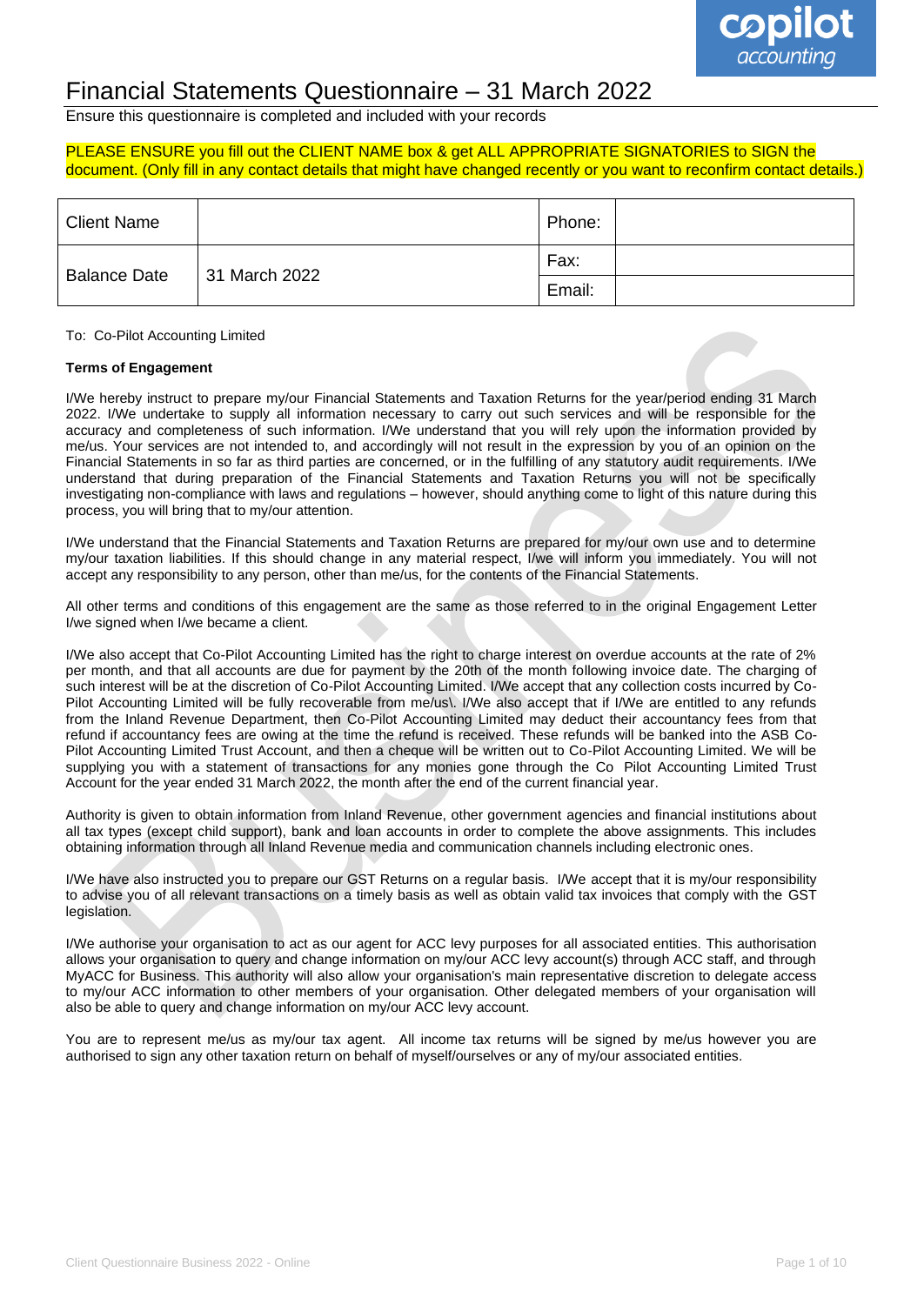# Financial Statements Questionnaire – 31 March 2022

Ensure this questionnaire is completed and included with your records

PLEASE ENSURE you fill out the CLIENT NAME box & get ALL APPROPRIATE SIGNATORIES to SIGN the document. (Only fill in any contact details that might have changed recently or you want to reconfirm contact details.)

| Client Name | | Phone: | |
|---|---|---|---|
| Balance Date | 31 March 2022 | Fax: | |
| | | Email: | |

To: Co-Pilot Accounting Limited

**Terms of Engagement**

I/We hereby instruct to prepare my/our Financial Statements and Taxation Returns for the year/period ending 31 March 2022. I/We undertake to supply all information necessary to carry out such services and will be responsible for the accuracy and completeness of such information. I/We understand that you will rely upon the information provided by me/us. Your services are not intended to, and accordingly will not result in the expression by you of an opinion on the Financial Statements in so far as third parties are concerned, or in the fulfilling of any statutory audit requirements. I/We understand that during preparation of the Financial Statements and Taxation Returns you will not be specifically investigating non-compliance with laws and regulations – however, should anything come to light of this nature during this process, you will bring that to my/our attention.

I/We understand that the Financial Statements and Taxation Returns are prepared for my/our own use and to determine my/our taxation liabilities. If this should change in any material respect, I/we will inform you immediately. You will not accept any responsibility to any person, other than me/us, for the contents of the Financial Statements.

All other terms and conditions of this engagement are the same as those referred to in the original Engagement Letter I/we signed when I/we became a client.

I/We also accept that Co-Pilot Accounting Limited has the right to charge interest on overdue accounts at the rate of 2% per month, and that all accounts are due for payment by the 20th of the month following invoice date. The charging of such interest will be at the discretion of Co-Pilot Accounting Limited. I/We accept that any collection costs incurred by Co-Pilot Accounting Limited will be fully recoverable from me/us\. I/We also accept that if I/We are entitled to any refunds from the Inland Revenue Department, then Co-Pilot Accounting Limited may deduct their accountancy fees from that refund if accountancy fees are owing at the time the refund is received. These refunds will be banked into the ASB Co-Pilot Accounting Limited Trust Account, and then a cheque will be written out to Co-Pilot Accounting Limited. We will be supplying you with a statement of transactions for any monies gone through the Co Pilot Accounting Limited Trust Account for the year ended 31 March 2022, the month after the end of the current financial year.

Authority is given to obtain information from Inland Revenue, other government agencies and financial institutions about all tax types (except child support), bank and loan accounts in order to complete the above assignments. This includes obtaining information through all Inland Revenue media and communication channels including electronic ones.

I/We have also instructed you to prepare our GST Returns on a regular basis. I/We accept that it is my/our responsibility to advise you of all relevant transactions on a timely basis as well as obtain valid tax invoices that comply with the GST legislation.

I/We authorise your organisation to act as our agent for ACC levy purposes for all associated entities. This authorisation allows your organisation to query and change information on my/our ACC levy account(s) through ACC staff, and through MyACC for Business. This authority will also allow your organisation's main representative discretion to delegate access to my/our ACC information to other members of your organisation. Other delegated members of your organisation will also be able to query and change information on my/our ACC levy account.

You are to represent me/us as my/our tax agent. All income tax returns will be signed by me/us however you are authorised to sign any other taxation return on behalf of myself/ourselves or any of my/our associated entities.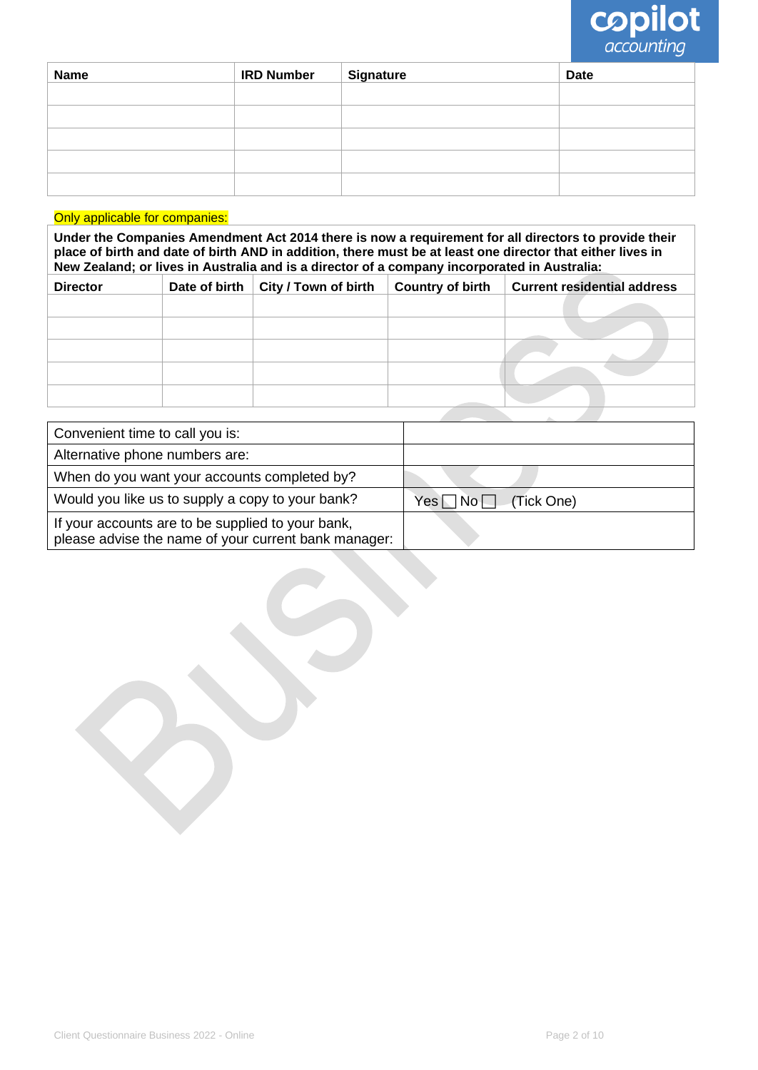| Name | IRD Number | Signature | Date |
|---|---|---|---|
| | | | |
| | | | |
| | | | |
| | | | |
| | | | |

Only applicable for companies:

**Under the Companies Amendment Act 2014 there is now a requirement for all directors to provide their place of birth and date of birth AND in addition, there must be at least one director that either lives in New Zealand; or lives in Australia and is a director of a company incorporated in Australia:**

| Director | Date of birth | City / Town of birth | Country of birth | Current residential address |
|---|---|---|---|---|
| | | | | |
| | | | | |
| | | | | |
| | | | | |
| | | | | |

| | |
|---|---|
| Convenient time to call you is: | |
| Alternative phone numbers are: | |
| When do you want your accounts completed by? | |
| Would you like us to supply a copy to your bank? | Yes ☐ No ☐ (Tick One) |
| If your accounts are to be supplied to your bank, please advise the name of your current bank manager: | |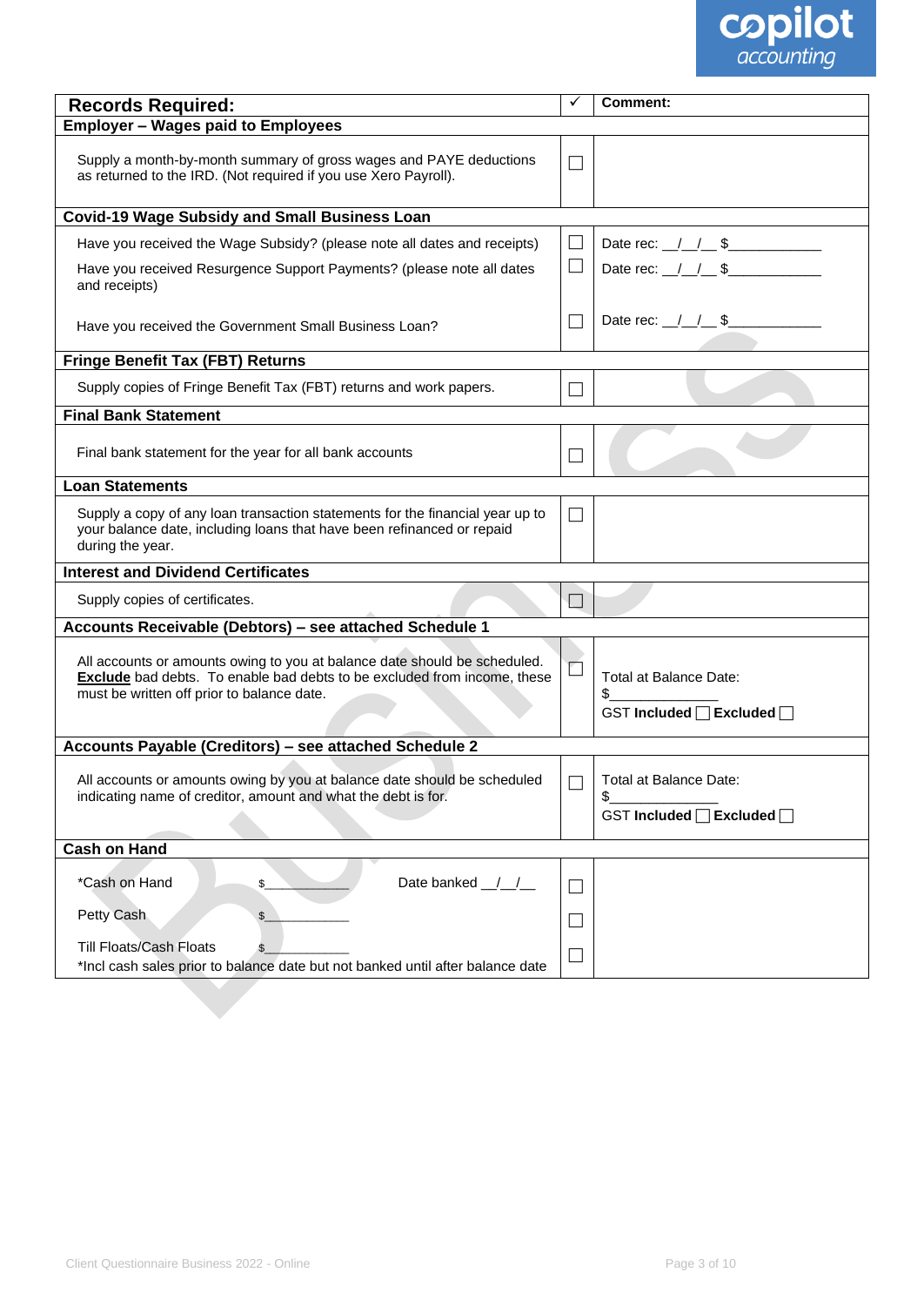| Records Required: | ✓ | Comment: |
|---|---|---|
| **Employer – Wages paid to Employees** | | |
| Supply a month-by-month summary of gross wages and PAYE deductions as returned to the IRD. (Not required if you use Xero Payroll). | ☐ | |
| **Covid-19 Wage Subsidy and Small Business Loan** | | |
| Have you received the Wage Subsidy? (please note all dates and receipts) | ☐ | Date rec: __/__/__ $____________ |
| Have you received Resurgence Support Payments? (please note all dates and receipts) | ☐ | Date rec: __/__/__ $____________ |
| Have you received the Government Small Business Loan? | ☐ | Date rec: __/__/__ $____________ |
| **Fringe Benefit Tax (FBT) Returns** | | |
| Supply copies of Fringe Benefit Tax (FBT) returns and work papers. | ☐ | |
| **Final Bank Statement** | | |
| Final bank statement for the year for all bank accounts | ☐ | |
| **Loan Statements** | | |
| Supply a copy of any loan transaction statements for the financial year up to your balance date, including loans that have been refinanced or repaid during the year. | ☐ | |
| **Interest and Dividend Certificates** | | |
| Supply copies of certificates. | ☐ | |
| **Accounts Receivable (Debtors) – see attached Schedule 1** | | |
| All accounts or amounts owing to you at balance date should be scheduled. **Exclude** bad debts. To enable bad debts to be excluded from income, these must be written off prior to balance date. | ☐ | Total at Balance Date: $______________ GST Included ☐ Excluded ☐ |
| **Accounts Payable (Creditors) – see attached Schedule 2** | | |
| All accounts or amounts owing by you at balance date should be scheduled indicating name of creditor, amount and what the debt is for. | ☐ | Total at Balance Date: $______________ GST Included ☐ Excluded ☐ |
| **Cash on Hand** | | |
| *Cash on Hand $____________ Date banked __/__/__ | ☐ | |
| Petty Cash $____________ | ☐ | |
| Till Floats/Cash Floats $____________ *Incl cash sales prior to balance date but not banked until after balance date | ☐ | |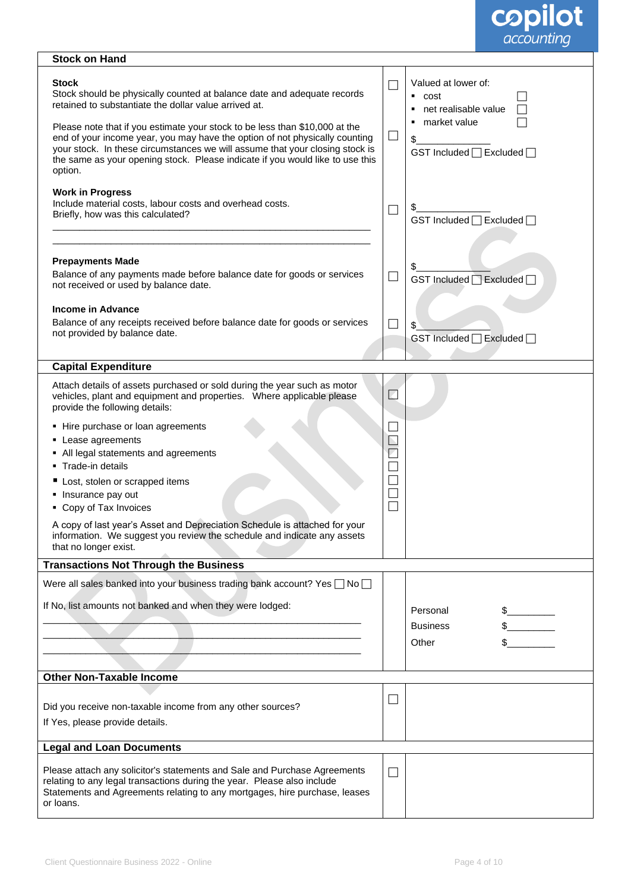## Stock on Hand

| | | |
|---|---|---|
| **Stock**<br>Stock should be physically counted at balance date and adequate records retained to substantiate the dollar value arrived at.<br><br>Please note that if you estimate your stock to be less than $10,000 at the end of your income year, you may have the option of not physically counting your stock. In these circumstances we will assume that your closing stock is the same as your opening stock. Please indicate if you would like to use this option. | ☐<br><br>☐ | Valued at lower of:<br>▪ cost ☐<br>▪ net realisable value ☐<br>▪ market value ☐<br>$_____________<br>GST Included ☐ Excluded ☐ |
| **Work in Progress**<br>Include material costs, labour costs and overhead costs.<br>Briefly, how was this calculated?<br>_______________________________________________<br>_______________________________________________ | ☐ | $_____________<br>GST Included ☐ Excluded ☐ |
| **Prepayments Made**<br>Balance of any payments made before balance date for goods or services not received or used by balance date. | ☐ | $_____________<br>GST Included ☐ Excluded ☐ |
| **Income in Advance**<br>Balance of any receipts received before balance date for goods or services not provided by balance date. | ☐ | $_____________<br>GST Included ☐ Excluded ☐ |

## Capital Expenditure

| | | |
|---|---|---|
| Attach details of assets purchased or sold during the year such as motor vehicles, plant and equipment and properties. Where applicable please provide the following details: | ☐ | |
| ▪ Hire purchase or loan agreements | ☐ | |
| ▪ Lease agreements | ☐ | |
| ▪ All legal statements and agreements | ☐ | |
| ▪ Trade-in details | ☐ | |
| ▪ Lost, stolen or scrapped items | ☐ | |
| ▪ Insurance pay out | ☐ | |
| ▪ Copy of Tax Invoices | ☐ | |
| A copy of last year's Asset and Depreciation Schedule is attached for your information. We suggest you review the schedule and indicate any assets that no longer exist. | | |

## Transactions Not Through the Business

| | | |
|---|---|---|
| Were all sales banked into your business trading bank account? Yes ☐ No ☐<br><br>If No, list amounts not banked and when they were lodged:<br>_______________________________________________<br>_______________________________________________<br>_______________________________________________ | | Personal $_________<br>Business $_________<br>Other $_________ |

## Other Non-Taxable Income

| | | |
|---|---|---|
| Did you receive non-taxable income from any other sources?<br>If Yes, please provide details. | ☐ | |

## Legal and Loan Documents

| | | |
|---|---|---|
| Please attach any solicitor's statements and Sale and Purchase Agreements relating to any legal transactions during the year. Please also include Statements and Agreements relating to any mortgages, hire purchase, leases or loans. | ☐ | |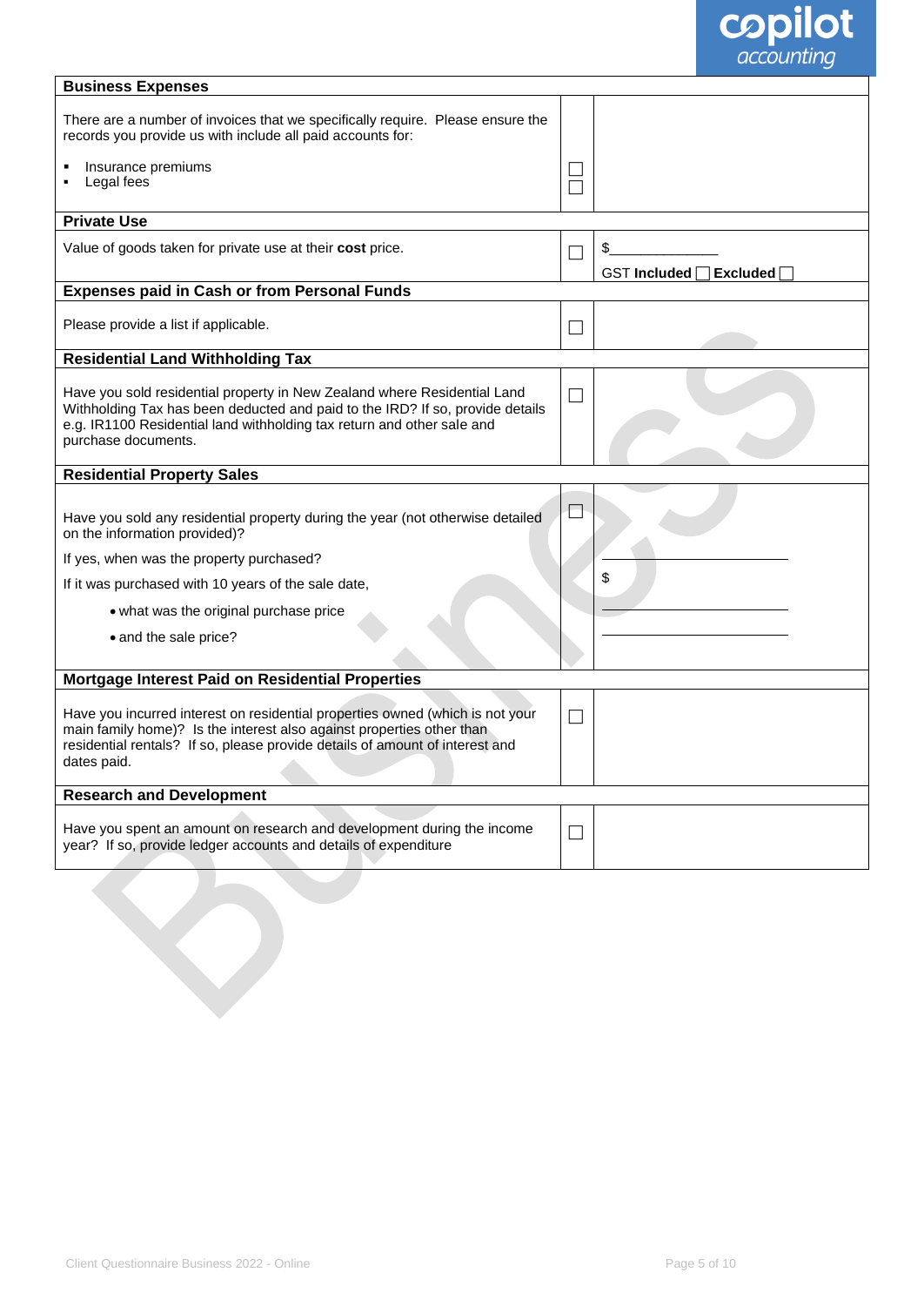## Business Expenses

There are a number of invoices that we specifically require. Please ensure the records you provide us with include all paid accounts for:

- Insurance premiums ☐
- Legal fees ☐

## Private Use

Value of goods taken for private use at their **cost** price. ☐

$______________

GST **Included** ☐ **Excluded** ☐

## Expenses paid in Cash or from Personal Funds

Please provide a list if applicable. ☐

## Residential Land Withholding Tax

Have you sold residential property in New Zealand where Residential Land Withholding Tax has been deducted and paid to the IRD? If so, provide details e.g. IR1100 Residential land withholding tax return and other sale and purchase documents. ☐

## Residential Property Sales

Have you sold any residential property during the year (not otherwise detailed on the information provided)? ☐

If yes, when was the property purchased? ______________________

If it was purchased with 10 years of the sale date,

- what was the original purchase price $______________________
- and the sale price? ______________________

## Mortgage Interest Paid on Residential Properties

Have you incurred interest on residential properties owned (which is not your main family home)? Is the interest also against properties other than residential rentals? If so, please provide details of amount of interest and dates paid. ☐

## Research and Development

Have you spent an amount on research and development during the income year? If so, provide ledger accounts and details of expenditure ☐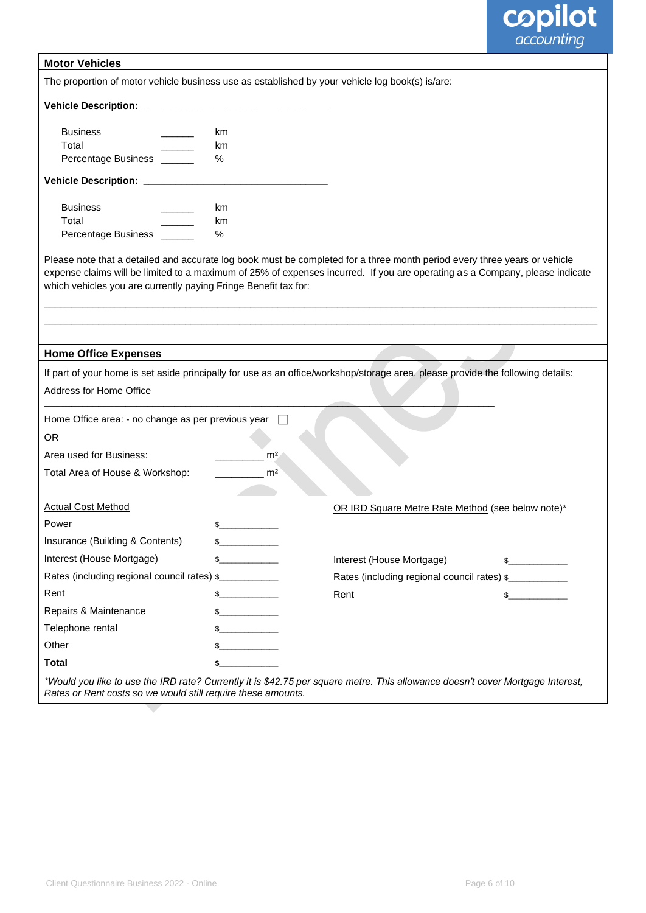## Motor Vehicles

The proportion of motor vehicle business use as established by your vehicle log book(s) is/are:

**Vehicle Description:** ________________________________

| | | |
|---|---|---|
| Business | ______ | km |
| Total | ______ | km |
| Percentage Business | ______ | % |

**Vehicle Description:** ________________________________

| | | |
|---|---|---|
| Business | ______ | km |
| Total | ______ | km |
| Percentage Business | ______ | % |

Please note that a detailed and accurate log book must be completed for a three month period every three years or vehicle expense claims will be limited to a maximum of 25% of expenses incurred. If you are operating as a Company, please indicate which vehicles you are currently paying Fringe Benefit tax for:

_______________________________________________________________________________________________

_______________________________________________________________________________________________

## Home Office Expenses

If part of your home is set aside principally for use as an office/workshop/storage area, please provide the following details:

Address for Home Office

_______________________________________________________________________________

Home Office area: - no change as per previous year ☐

OR

Area used for Business: _________ m²

Total Area of House & Workshop: _________ m²

| Actual Cost Method | | OR IRD Square Metre Rate Method (see below note)* | |
|---|---|---|---|
| Power | $___________ | | |
| Insurance (Building & Contents) | $___________ | | |
| Interest (House Mortgage) | $___________ | Interest (House Mortgage) | $___________ |
| Rates (including regional council rates) | $___________ | Rates (including regional council rates) | $___________ |
| Rent | $___________ | Rent | $___________ |
| Repairs & Maintenance | $___________ | | |
| Telephone rental | $___________ | | |
| Other | $___________ | | |
| **Total** | **$___________** | | |

*\*Would you like to use the IRD rate? Currently it is $42.75 per square metre. This allowance doesn't cover Mortgage Interest, Rates or Rent costs so we would still require these amounts.*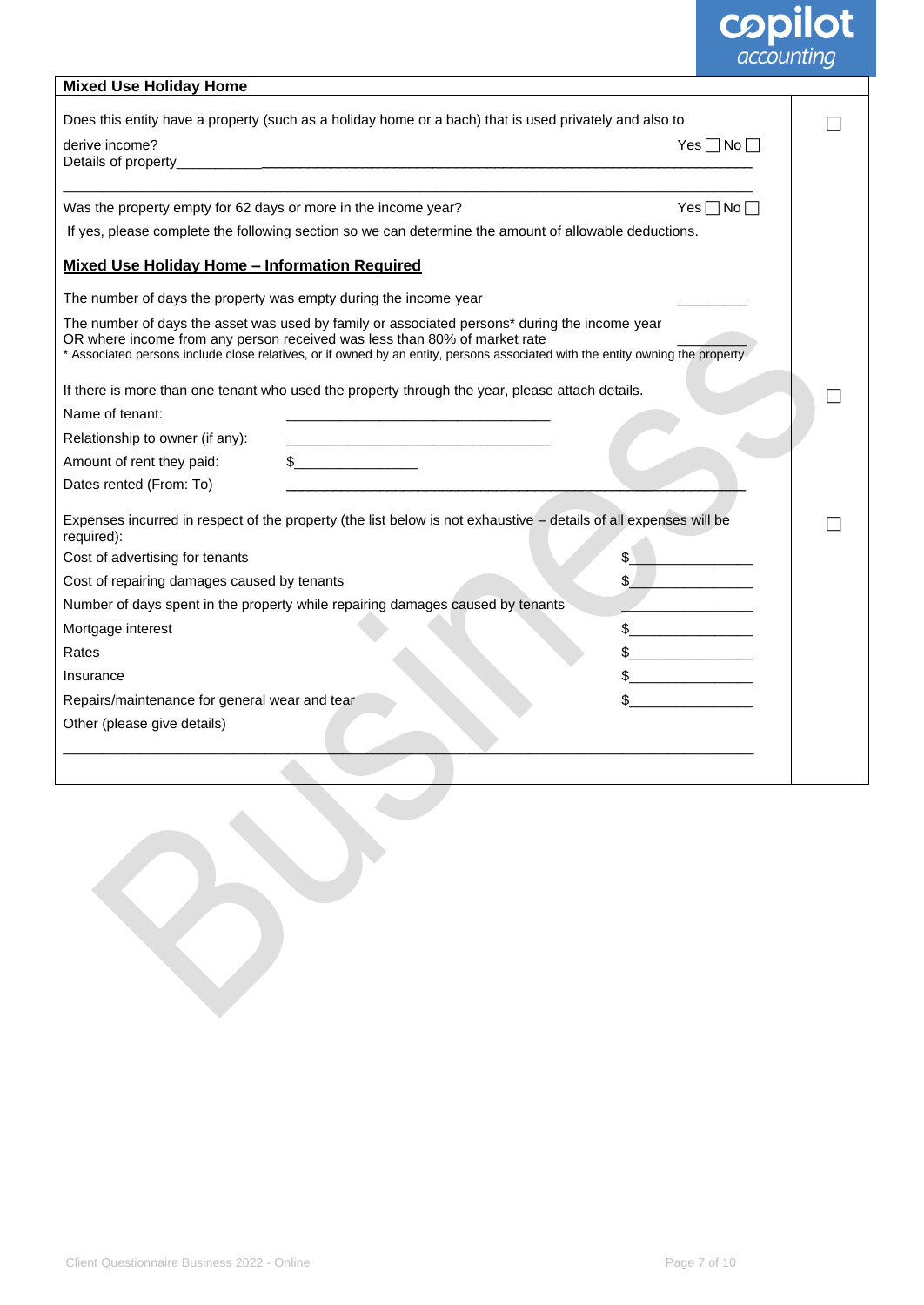## Mixed Use Holiday Home

Does this entity have a property (such as a holiday home or a bach) that is used privately and also to derive income? Yes ☐ No ☐ ☐

Details of property_______________________________________________________________

_______________________________________________________________________________

Was the property empty for 62 days or more in the income year? Yes ☐ No ☐

If yes, please complete the following section so we can determine the amount of allowable deductions.

### Mixed Use Holiday Home – Information Required

The number of days the property was empty during the income year __________

The number of days the asset was used by family or associated persons* during the income year OR where income from any person received was less than 80% of market rate __________

* Associated persons include close relatives, or if owned by an entity, persons associated with the entity owning the property

If there is more than one tenant who used the property through the year, please attach details. ☐

Name of tenant: ________________________________

Relationship to owner (if any): ________________________________

Amount of rent they paid: $_______________

Dates rented (From: To) ________________________________________________

Expenses incurred in respect of the property (the list below is not exhaustive – details of all expenses will be required): ☐

Cost of advertising for tenants $_______________

Cost of repairing damages caused by tenants $_______________

Number of days spent in the property while repairing damages caused by tenants _______________

Mortgage interest $_______________

Rates $_______________

Insurance $_______________

Repairs/maintenance for general wear and tear $_______________

Other (please give details)

_______________________________________________________________________________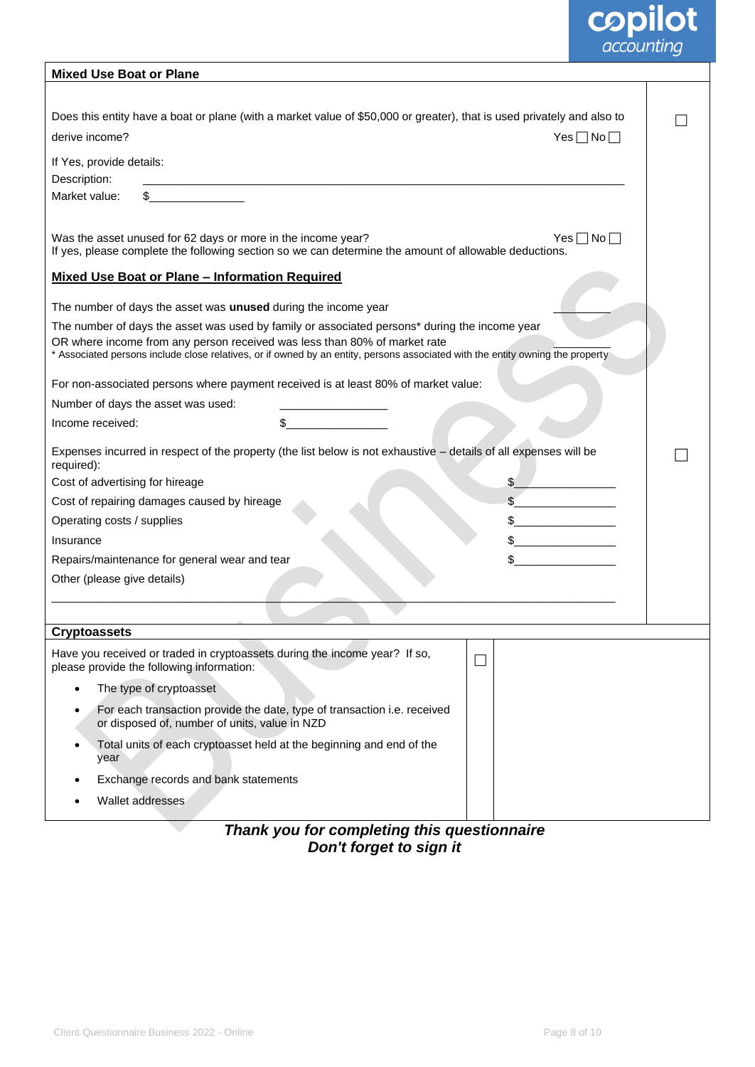## Mixed Use Boat or Plane

Does this entity have a boat or plane (with a market value of $50,000 or greater), that is used privately and also to derive income? Yes ☐ No ☐ ☐

If Yes, provide details:

Description: ____________________________________________________________________________

Market value: $_______________

Was the asset unused for 62 days or more in the income year? Yes ☐ No ☐

If yes, please complete the following section so we can determine the amount of allowable deductions.

### Mixed Use Boat or Plane – Information Required

The number of days the asset was **unused** during the income year __________

The number of days the asset was used by family or associated persons* during the income year OR where income from any person received was less than 80% of market rate __________

* Associated persons include close relatives, or if owned by an entity, persons associated with the entity owning the property

For non-associated persons where payment received is at least 80% of market value:

Number of days the asset was used: _________________

Income received: $________________

Expenses incurred in respect of the property (the list below is not exhaustive – details of all expenses will be required): ☐

| | |
|---|---|
| Cost of advertising for hireage | $________________ |
| Cost of repairing damages caused by hireage | $________________ |
| Operating costs / supplies | $________________ |
| Insurance | $________________ |
| Repairs/maintenance for general wear and tear | $________________ |

Other (please give details)

____________________________________________________________________________________________

## Cryptoassets

Have you received or traded in cryptoassets during the income year? If so, please provide the following information: ☐

- The type of cryptoasset
- For each transaction provide the date, type of transaction i.e. received or disposed of, number of units, value in NZD
- Total units of each cryptoasset held at the beginning and end of the year
- Exchange records and bank statements
- Wallet addresses

***Thank you for completing this questionnaire***
***Don't forget to sign it***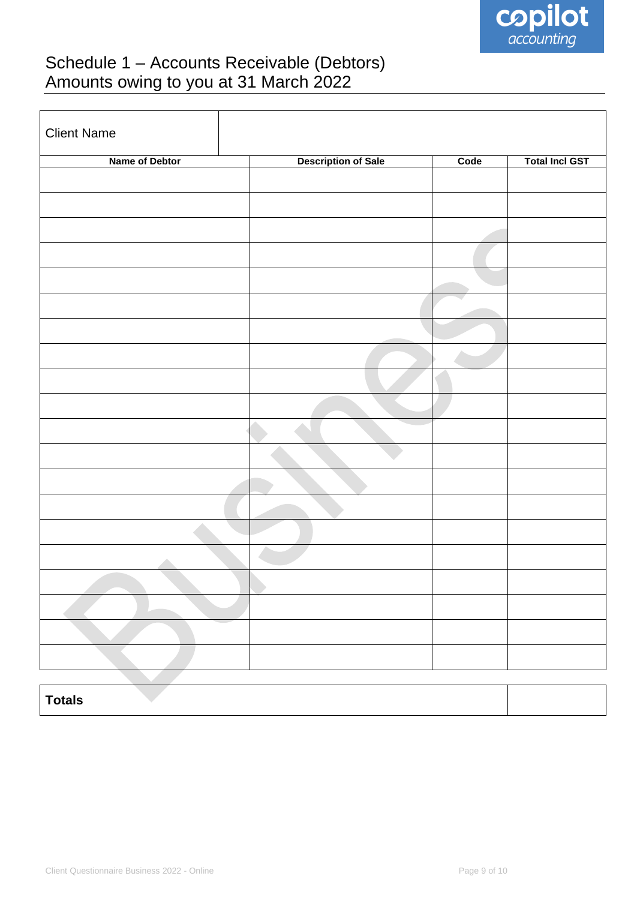# Schedule 1 – Accounts Receivable (Debtors)
# Amounts owing to you at 31 March 2022

| Client Name | |
|---|---|

| Name of Debtor | Description of Sale | Code | Total Incl GST |
|---|---|---|---|
| | | | |
| | | | |
| | | | |
| | | | |
| | | | |
| | | | |
| | | | |
| | | | |
| | | | |
| | | | |
| | | | |
| | | | |
| | | | |
| | | | |
| | | | |
| | | | |
| | | | |
| | | | |
| | | | |
| | | | |

| **Totals** | |
|---|---|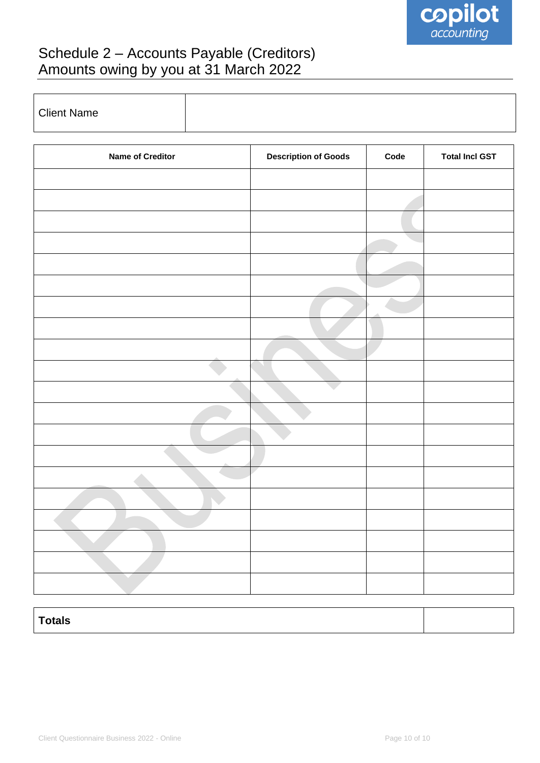# Schedule 2 – Accounts Payable (Creditors)
# Amounts owing by you at 31 March 2022

| | |
|---|---|
| Client Name | |

| Name of Creditor | Description of Goods | Code | Total Incl GST |
|---|---|---|---|
| | | | |
| | | | |
| | | | |
| | | | |
| | | | |
| | | | |
| | | | |
| | | | |
| | | | |
| | | | |
| | | | |
| | | | |
| | | | |
| | | | |
| | | | |
| | | | |
| | | | |
| | | | |
| | | | |
| | | | |

| | |
|---|---|
| **Totals** | |